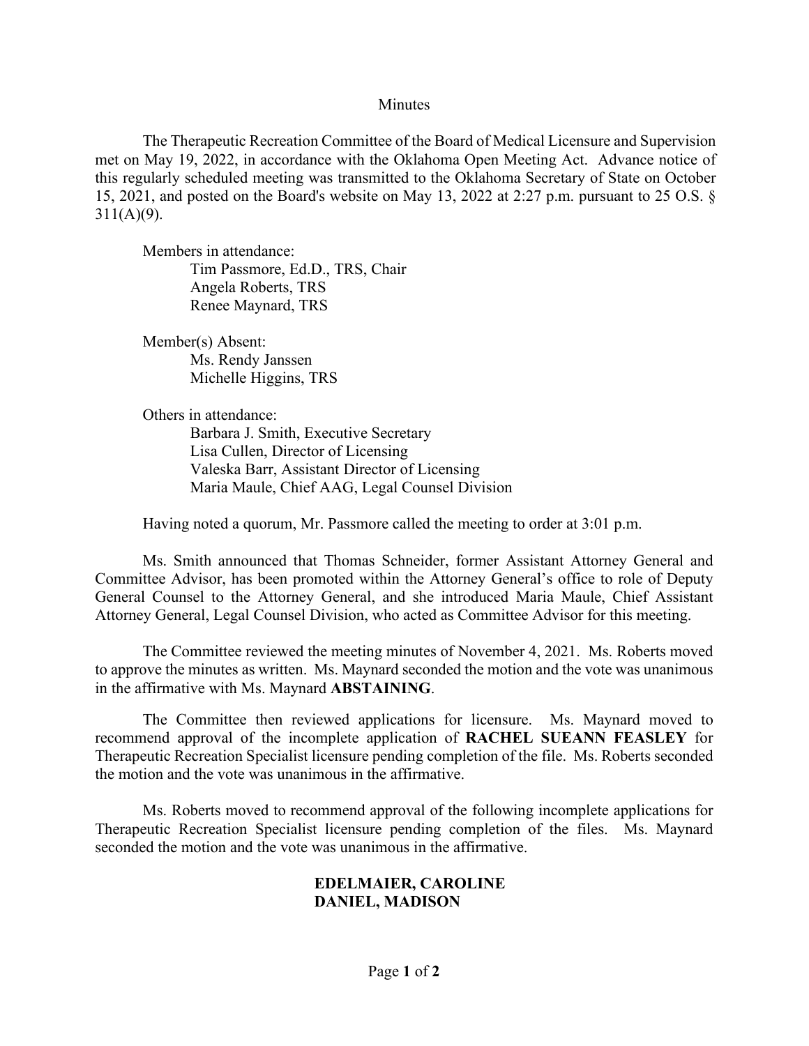# Minutes

The Therapeutic Recreation Committee of the Board of Medical Licensure and Supervision met on May 19, 2022, in accordance with the Oklahoma Open Meeting Act. Advance notice of this regularly scheduled meeting was transmitted to the Oklahoma Secretary of State on October 15, 2021, and posted on the Board's website on May 13, 2022 at 2:27 p.m. pursuant to 25 O.S. § 311(A)(9).

Members in attendance:

- Tim Passmore, Ed.D., TRS, Chair
- Angela Roberts, TRS
- Renee Maynard, TRS

Member(s) Absent:

- Ms. Rendy Janssen
- Michelle Higgins, TRS

Others in attendance:

- Barbara J. Smith, Executive Secretary
- Lisa Cullen, Director of Licensing
- Valeska Barr, Assistant Director of Licensing
- Maria Maule, Chief AAG, Legal Counsel Division

Having noted a quorum, Mr. Passmore called the meeting to order at 3:01 p.m.

Ms. Smith announced that Thomas Schneider, former Assistant Attorney General and Committee Advisor, has been promoted within the Attorney General's office to role of Deputy General Counsel to the Attorney General, and she introduced Maria Maule, Chief Assistant Attorney General, Legal Counsel Division, who acted as Committee Advisor for this meeting.

The Committee reviewed the meeting minutes of November 4, 2021. Ms. Roberts moved to approve the minutes as written. Ms. Maynard seconded the motion and the vote was unanimous in the affirmative with Ms. Maynard **ABSTAINING**.

The Committee then reviewed applications for licensure. Ms. Maynard moved to recommend approval of the incomplete application of **RACHEL SUEANN FEASLEY** for Therapeutic Recreation Specialist licensure pending completion of the file. Ms. Roberts seconded the motion and the vote was unanimous in the affirmative.

Ms. Roberts moved to recommend approval of the following incomplete applications for Therapeutic Recreation Specialist licensure pending completion of the files. Ms. Maynard seconded the motion and the vote was unanimous in the affirmative.

**EDELMAIER, CAROLINE**
**DANIEL, MADISON**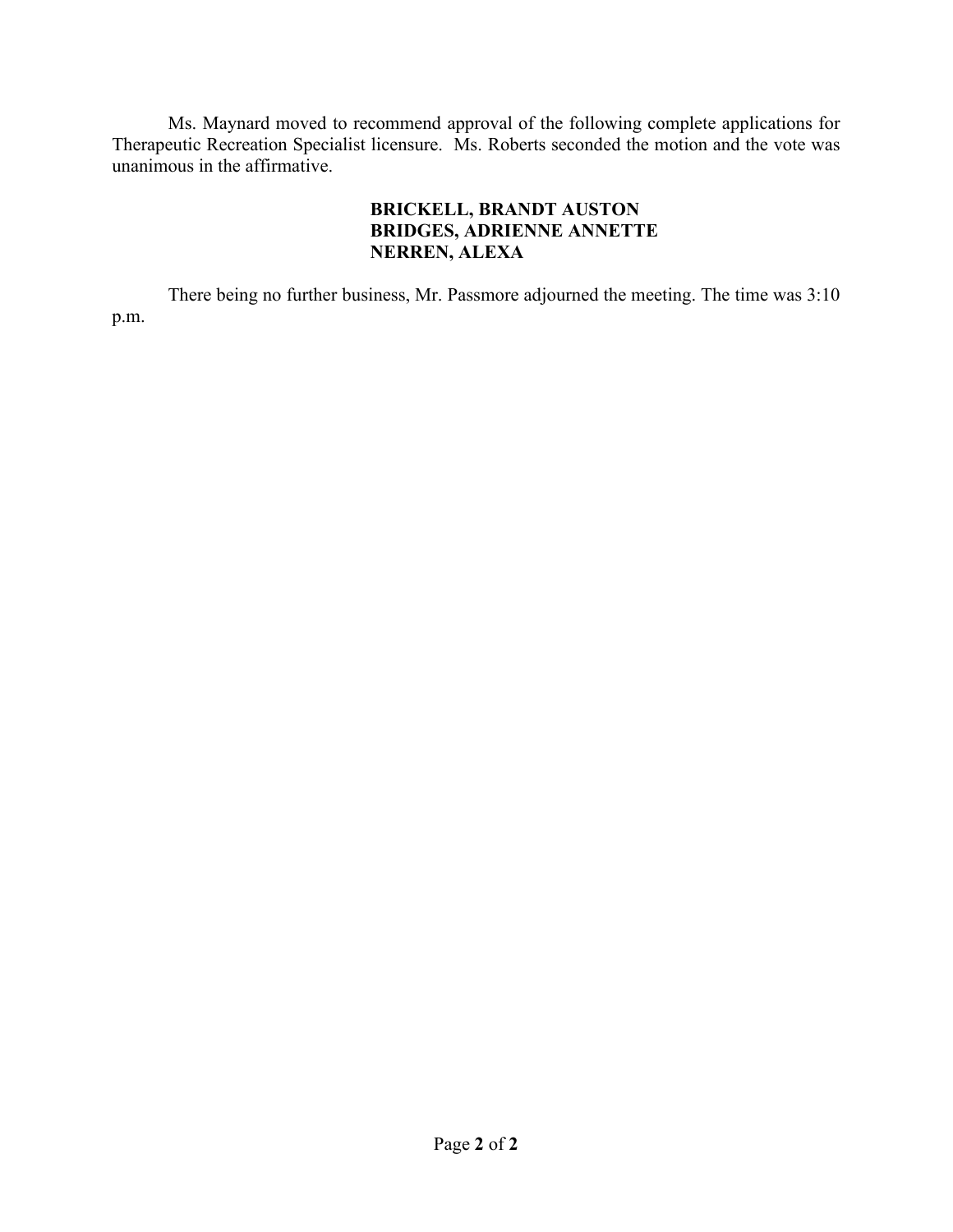Ms. Maynard moved to recommend approval of the following complete applications for Therapeutic Recreation Specialist licensure. Ms. Roberts seconded the motion and the vote was unanimous in the affirmative.

**BRICKELL, BRANDT AUSTON**
**BRIDGES, ADRIENNE ANNETTE**
**NERREN, ALEXA**

There being no further business, Mr. Passmore adjourned the meeting. The time was 3:10 p.m.